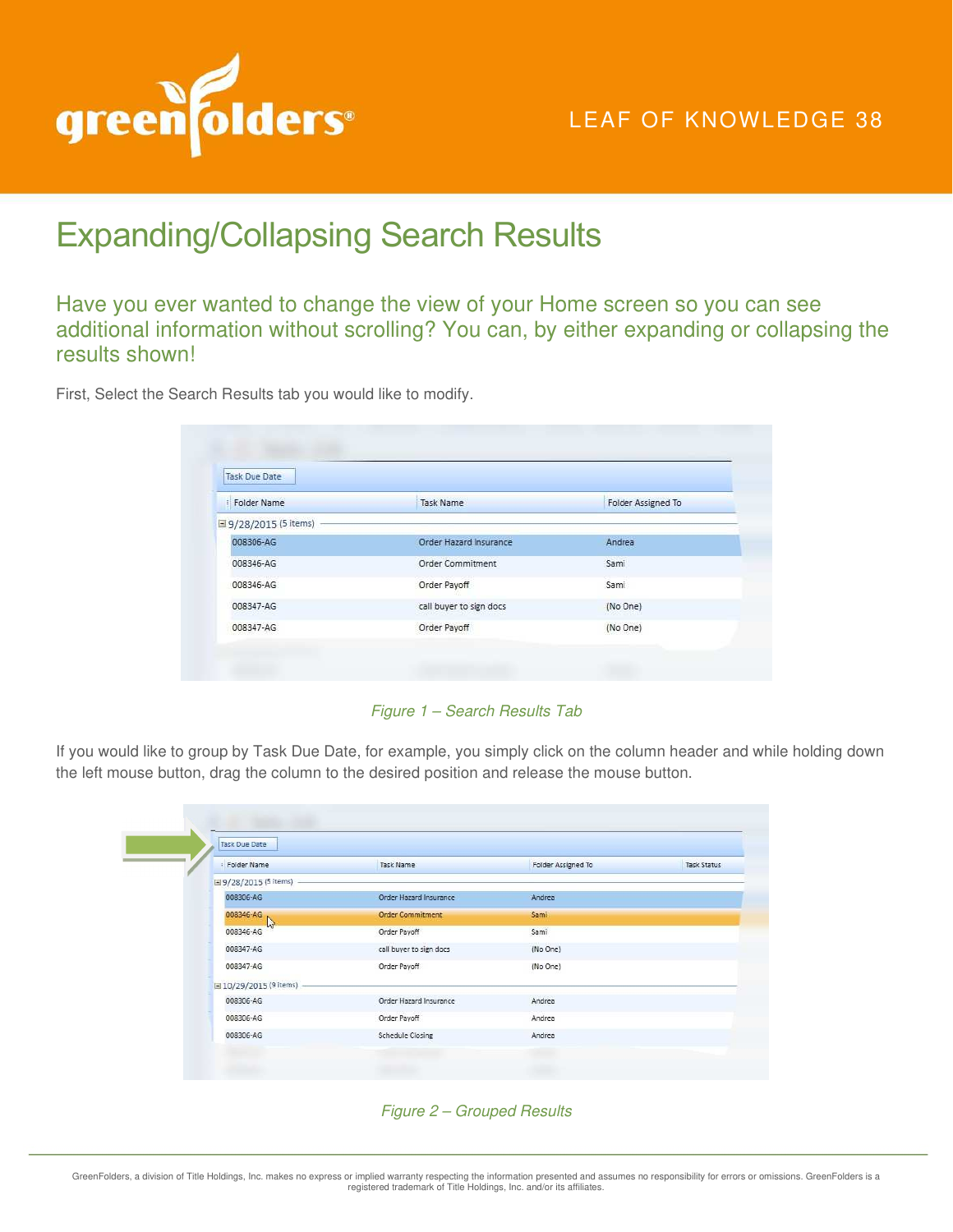LEAF OF KNOWLEDGE 38

# Expanding/Collapsing Search Results

## Have you ever wanted to change the view of your Home screen so you can see additional information without scrolling? You can, by either expanding or collapsing the results shown!

First, Select the Search Results tab you would like to modify.

*Figure 1 – Search Results Tab*

If you would like to group by Task Due Date, for example, you simply click on the column header and while holding down the left mouse button, drag the column to the desired position and release the mouse button.

*Figure 2 – Grouped Results*

GreenFolders, a division of Title Holdings, Inc. makes no express or implied warranty respecting the information presented and assumes no responsibility for errors or omissions. GreenFolders is a registered trademark of Title Holdings, Inc. and/or its affiliates.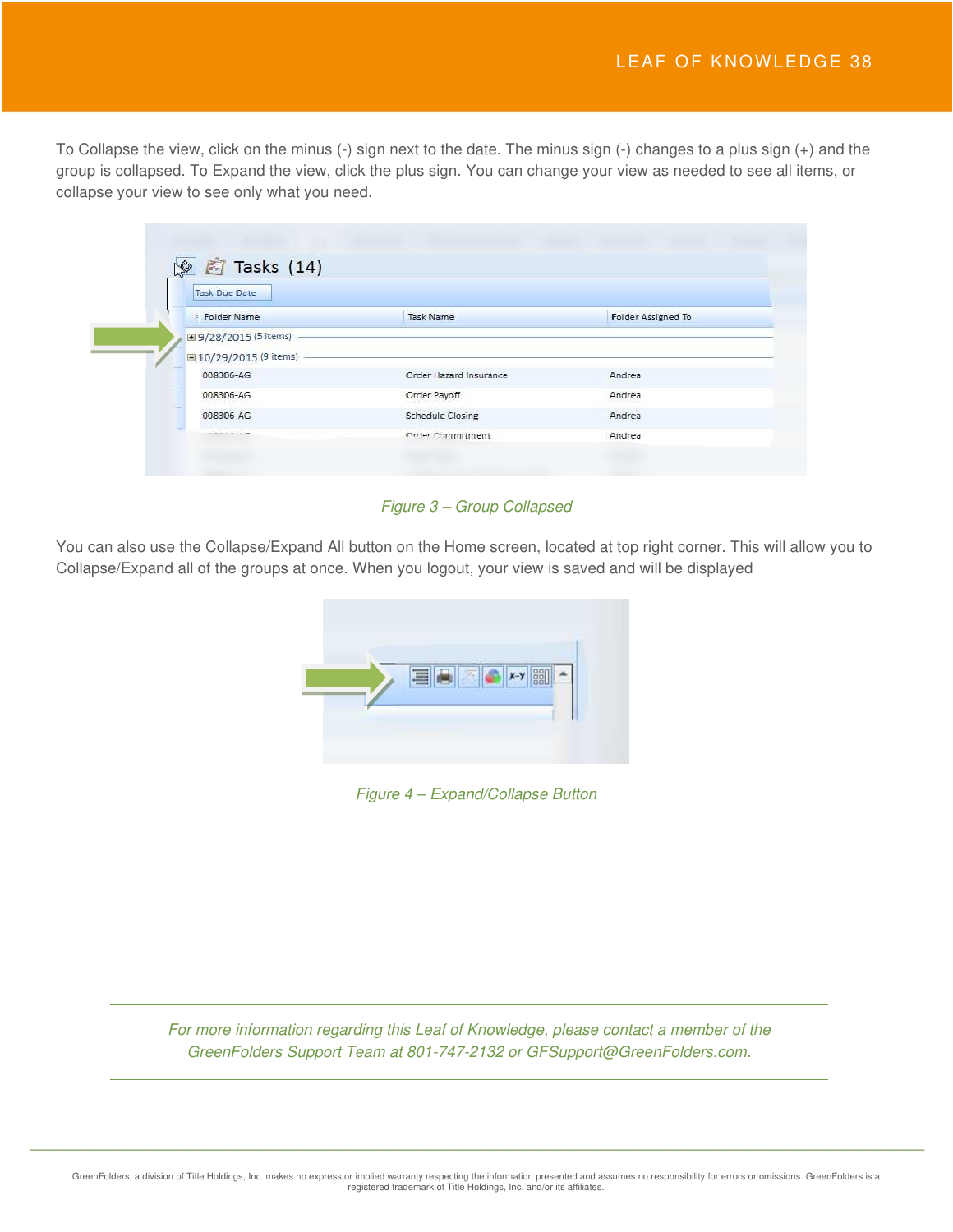To Collapse the view, click on the minus (-) sign next to the date. The minus sign (-) changes to a plus sign (+) and the group is collapsed. To Expand the view, click the plus sign. You can change your view as needed to see all items, or collapse your view to see only what you need.

*Figure 3 – Group Collapsed*

You can also use the Collapse/Expand All button on the Home screen, located at top right corner. This will allow you to Collapse/Expand all of the groups at once. When you logout, your view is saved and will be displayed

*Figure 4 – Expand/Collapse Button*

---

*For more information regarding this Leaf of Knowledge, please contact a member of the GreenFolders Support Team at 801-747-2132 or GFSupport@GreenFolders.com.*

---

GreenFolders, a division of Title Holdings, Inc. makes no express or implied warranty respecting the information presented and assumes no responsibility for errors or omissions. GreenFolders is a registered trademark of Title Holdings, Inc. and/or its affiliates.